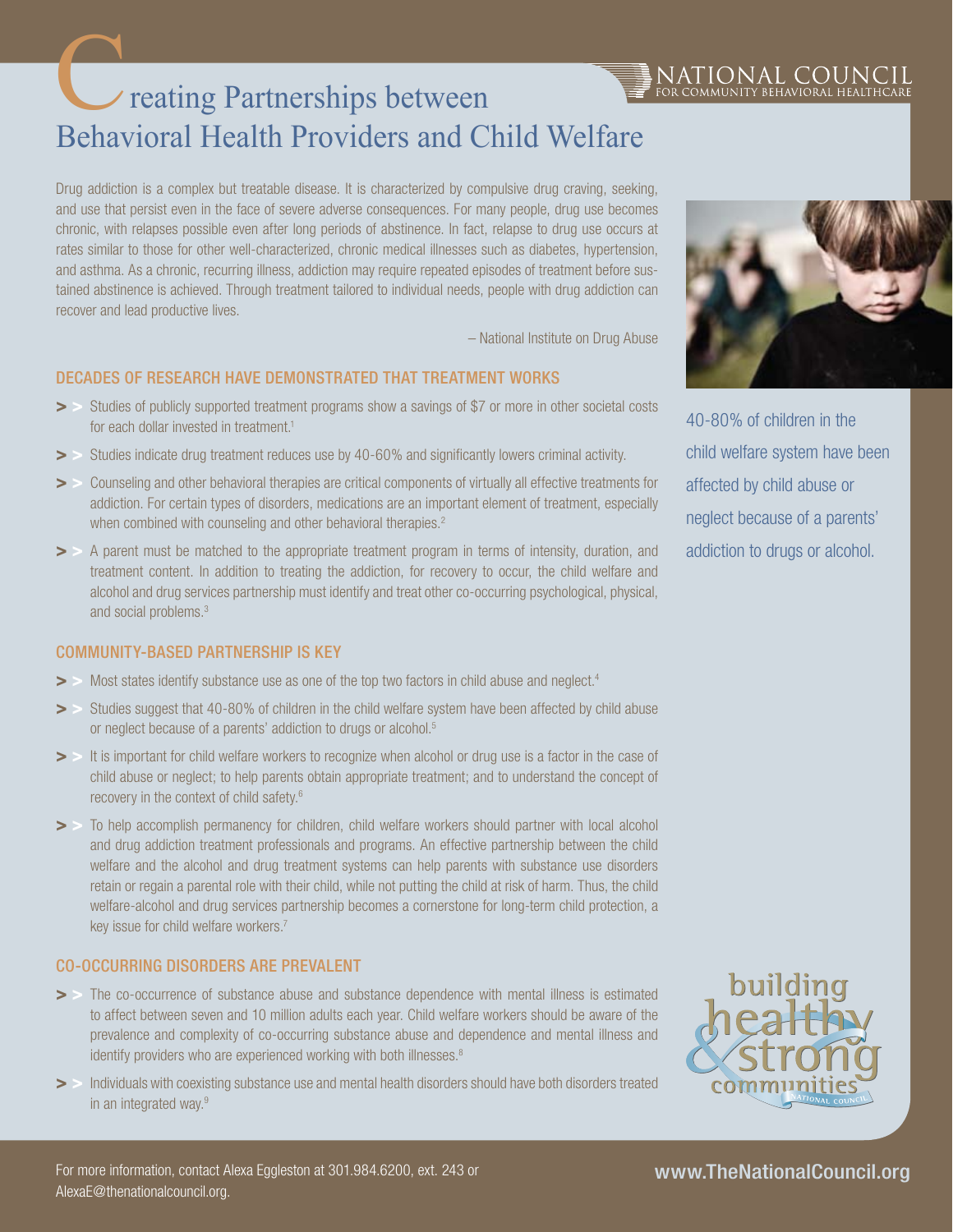# Creating Partnerships between Behavioral Health Providers and Child Welfare

NATIONAL COUNCIL FOR COMMUNITY BEHAVIORAL HEALTHCARE

Drug addiction is a complex but treatable disease. It is characterized by compulsive drug craving, seeking, and use that persist even in the face of severe adverse consequences. For many people, drug use becomes chronic, with relapses possible even after long periods of abstinence. In fact, relapse to drug use occurs at rates similar to those for other well-characterized, chronic medical illnesses such as diabetes, hypertension, and asthma. As a chronic, recurring illness, addiction may require repeated episodes of treatment before sustained abstinence is achieved. Through treatment tailored to individual needs, people with drug addiction can recover and lead productive lives.

– National Institute on Drug Abuse

40-80% of children in the child welfare system have been affected by child abuse or neglect because of a parents' addiction to drugs or alcohol.

## DECADES OF RESEARCH HAVE DEMONSTRATED THAT TREATMENT WORKS

- Studies of publicly supported treatment programs show a savings of $7 or more in other societal costs for each dollar invested in treatment.[1]
- Studies indicate drug treatment reduces use by 40-60% and significantly lowers criminal activity.
- Counseling and other behavioral therapies are critical components of virtually all effective treatments for addiction. For certain types of disorders, medications are an important element of treatment, especially when combined with counseling and other behavioral therapies.[2]
- A parent must be matched to the appropriate treatment program in terms of intensity, duration, and treatment content. In addition to treating the addiction, for recovery to occur, the child welfare and alcohol and drug services partnership must identify and treat other co-occurring psychological, physical, and social problems.[3]

## COMMUNITY-BASED PARTNERSHIP IS KEY

- Most states identify substance use as one of the top two factors in child abuse and neglect.[4]
- Studies suggest that 40-80% of children in the child welfare system have been affected by child abuse or neglect because of a parents' addiction to drugs or alcohol.[5]
- It is important for child welfare workers to recognize when alcohol or drug use is a factor in the case of child abuse or neglect; to help parents obtain appropriate treatment; and to understand the concept of recovery in the context of child safety.[6]
- To help accomplish permanency for children, child welfare workers should partner with local alcohol and drug addiction treatment professionals and programs. An effective partnership between the child welfare and the alcohol and drug treatment systems can help parents with substance use disorders retain or regain a parental role with their child, while not putting the child at risk of harm. Thus, the child welfare-alcohol and drug services partnership becomes a cornerstone for long-term child protection, a key issue for child welfare workers.[7]

## CO-OCCURRING DISORDERS ARE PREVALENT

- The co-occurrence of substance abuse and substance dependence with mental illness is estimated to affect between seven and 10 million adults each year. Child welfare workers should be aware of the prevalence and complexity of co-occurring substance abuse and dependence and mental illness and identify providers who are experienced working with both illnesses.[8]
- Individuals with coexisting substance use and mental health disorders should have both disorders treated in an integrated way.[9]

building healthy & strong communities

For more information, contact Alexa Eggleston at 301.984.6200, ext. 243 or AlexaE@thenationalcouncil.org.

www.TheNationalCouncil.org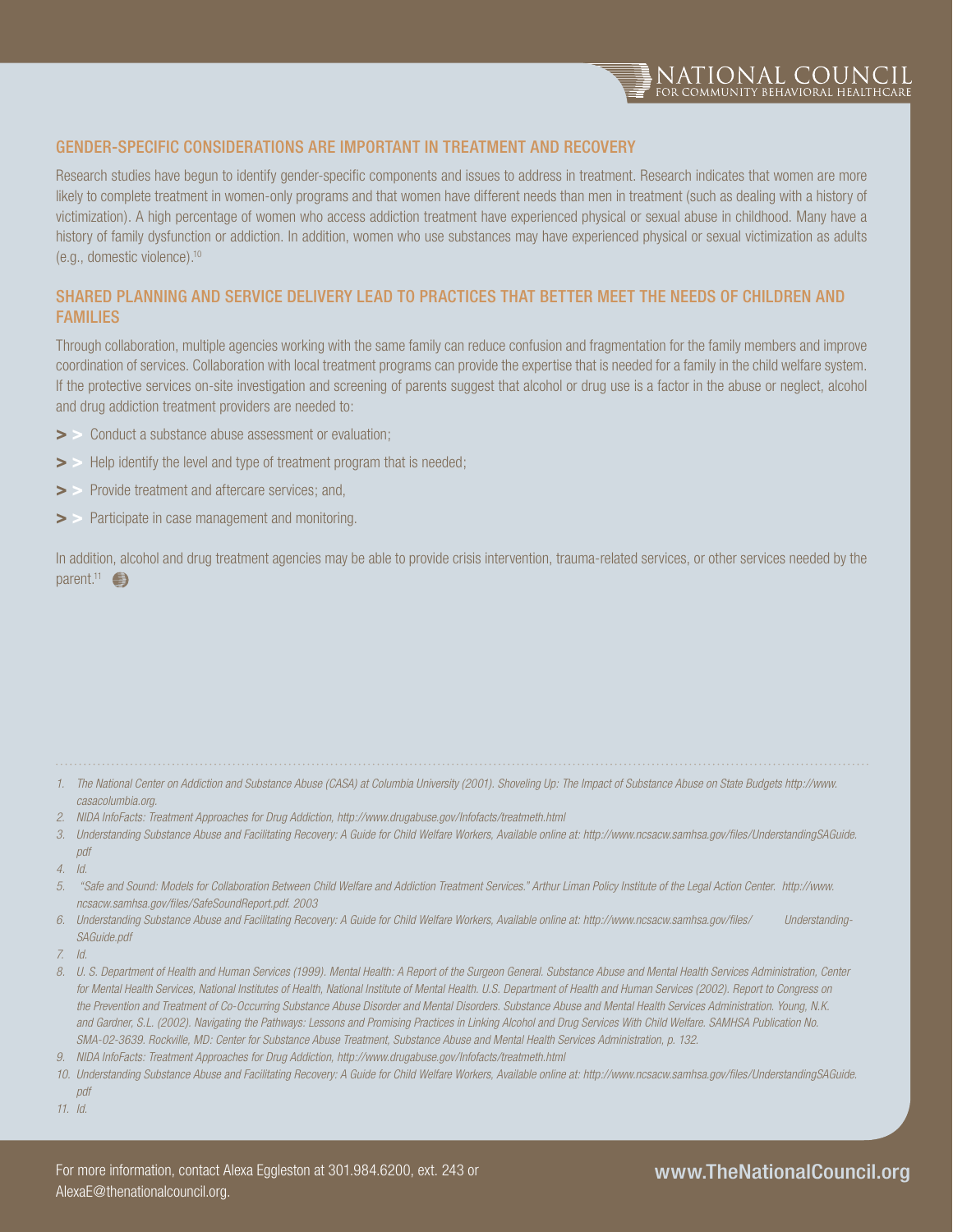## GENDER-SPECIFIC CONSIDERATIONS ARE IMPORTANT IN TREATMENT AND RECOVERY

Research studies have begun to identify gender-specific components and issues to address in treatment. Research indicates that women are more likely to complete treatment in women-only programs and that women have different needs than men in treatment (such as dealing with a history of victimization). A high percentage of women who access addiction treatment have experienced physical or sexual abuse in childhood. Many have a history of family dysfunction or addiction. In addition, women who use substances may have experienced physical or sexual victimization as adults (e.g., domestic violence).[10]

## SHARED PLANNING AND SERVICE DELIVERY LEAD TO PRACTICES THAT BETTER MEET THE NEEDS OF CHILDREN AND FAMILIES

Through collaboration, multiple agencies working with the same family can reduce confusion and fragmentation for the family members and improve coordination of services. Collaboration with local treatment programs can provide the expertise that is needed for a family in the child welfare system. If the protective services on-site investigation and screening of parents suggest that alcohol or drug use is a factor in the abuse or neglect, alcohol and drug addiction treatment providers are needed to:

- Conduct a substance abuse assessment or evaluation;
- Help identify the level and type of treatment program that is needed;
- Provide treatment and aftercare services; and,
- Participate in case management and monitoring.

In addition, alcohol and drug treatment agencies may be able to provide crisis intervention, trauma-related services, or other services needed by the parent.[11]

---

1. *The National Center on Addiction and Substance Abuse (CASA) at Columbia University (2001). Shoveling Up: The Impact of Substance Abuse on State Budgets http://www.casacolumbia.org.*
2. *NIDA InfoFacts: Treatment Approaches for Drug Addiction, http://www.drugabuse.gov/Infofacts/treatmeth.html*
3. *Understanding Substance Abuse and Facilitating Recovery: A Guide for Child Welfare Workers, Available online at: http://www.ncsacw.samhsa.gov/files/UnderstandingSAGuide.pdf*
4. *Id.*
5. *"Safe and Sound: Models for Collaboration Between Child Welfare and Addiction Treatment Services." Arthur Liman Policy Institute of the Legal Action Center. http://www.ncsacw.samhsa.gov/files/SafeSoundReport.pdf. 2003*
6. *Understanding Substance Abuse and Facilitating Recovery: A Guide for Child Welfare Workers, Available online at: http://www.ncsacw.samhsa.gov/files/ Understanding-SAGuide.pdf*
7. *Id.*
8. *U. S. Department of Health and Human Services (1999). Mental Health: A Report of the Surgeon General. Substance Abuse and Mental Health Services Administration, Center for Mental Health Services, National Institutes of Health, National Institute of Mental Health. U.S. Department of Health and Human Services (2002). Report to Congress on the Prevention and Treatment of Co-Occurring Substance Abuse Disorder and Mental Disorders. Substance Abuse and Mental Health Services Administration. Young, N.K. and Gardner, S.L. (2002). Navigating the Pathways: Lessons and Promising Practices in Linking Alcohol and Drug Services With Child Welfare. SAMHSA Publication No. SMA-02-3639. Rockville, MD: Center for Substance Abuse Treatment, Substance Abuse and Mental Health Services Administration, p. 132.*
9. *NIDA InfoFacts: Treatment Approaches for Drug Addiction, http://www.drugabuse.gov/Infofacts/treatmeth.html*
10. *Understanding Substance Abuse and Facilitating Recovery: A Guide for Child Welfare Workers, Available online at: http://www.ncsacw.samhsa.gov/files/UnderstandingSAGuide.pdf*
11. *Id.*

For more information, contact Alexa Eggleston at 301.984.6200, ext. 243 or AlexaE@thenationalcouncil.org.

www.TheNationalCouncil.org